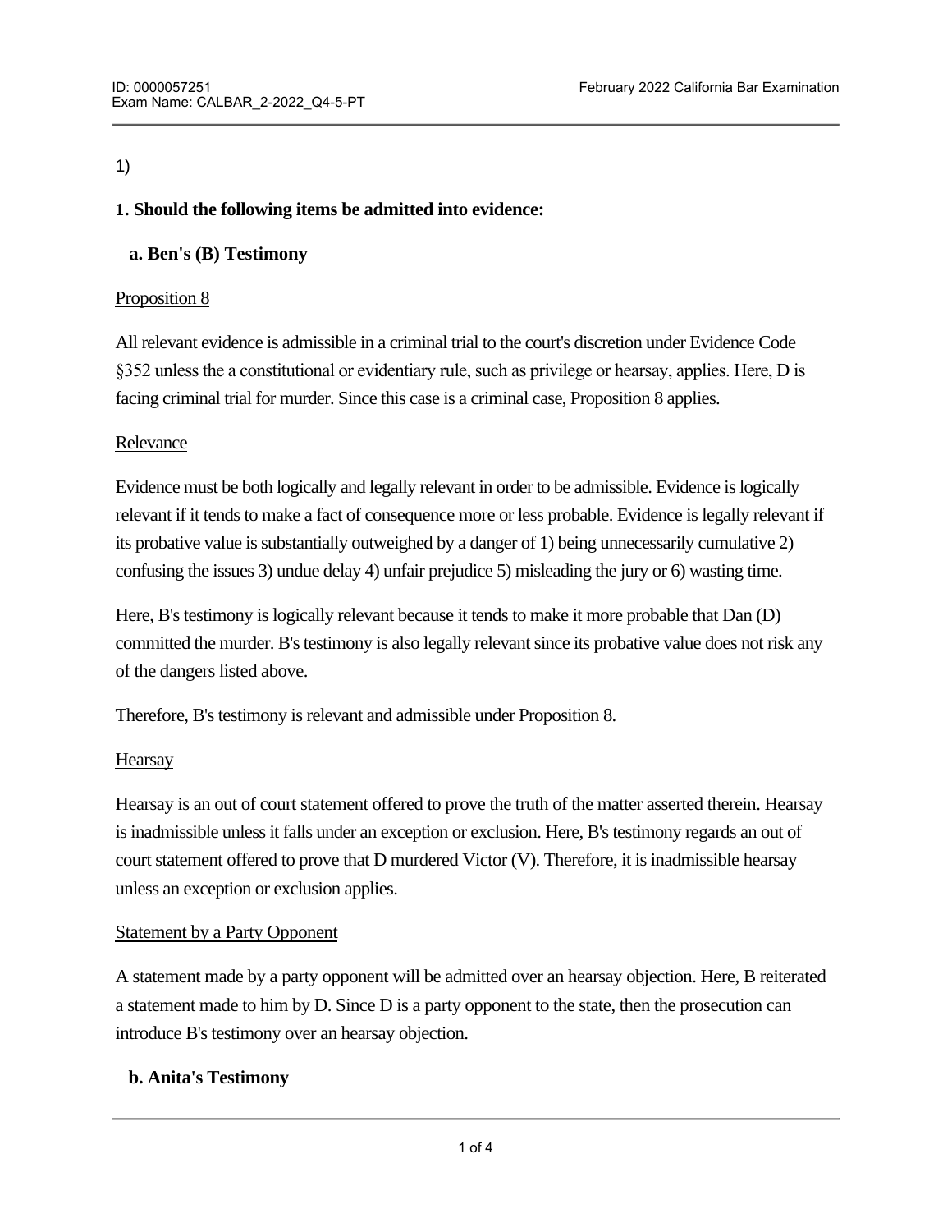1)

**1. Should the following items be admitted into evidence:**

**a. Ben's (B) Testimony**

Proposition 8

All relevant evidence is admissible in a criminal trial to the court's discretion under Evidence Code §352 unless the a constitutional or evidentiary rule, such as privilege or hearsay, applies. Here, D is facing criminal trial for murder. Since this case is a criminal case, Proposition 8 applies.

Relevance

Evidence must be both logically and legally relevant in order to be admissible. Evidence is logically relevant if it tends to make a fact of consequence more or less probable. Evidence is legally relevant if its probative value is substantially outweighed by a danger of 1) being unnecessarily cumulative 2) confusing the issues 3) undue delay 4) unfair prejudice 5) misleading the jury or 6) wasting time.

Here, B's testimony is logically relevant because it tends to make it more probable that Dan (D) committed the murder. B's testimony is also legally relevant since its probative value does not risk any of the dangers listed above.

Therefore, B's testimony is relevant and admissible under Proposition 8.

Hearsay

Hearsay is an out of court statement offered to prove the truth of the matter asserted therein. Hearsay is inadmissible unless it falls under an exception or exclusion. Here, B's testimony regards an out of court statement offered to prove that D murdered Victor (V). Therefore, it is inadmissible hearsay unless an exception or exclusion applies.

Statement by a Party Opponent

A statement made by a party opponent will be admitted over an hearsay objection. Here, B reiterated a statement made to him by D. Since D is a party opponent to the state, then the prosecution can introduce B's testimony over an hearsay objection.

**b. Anita's Testimony**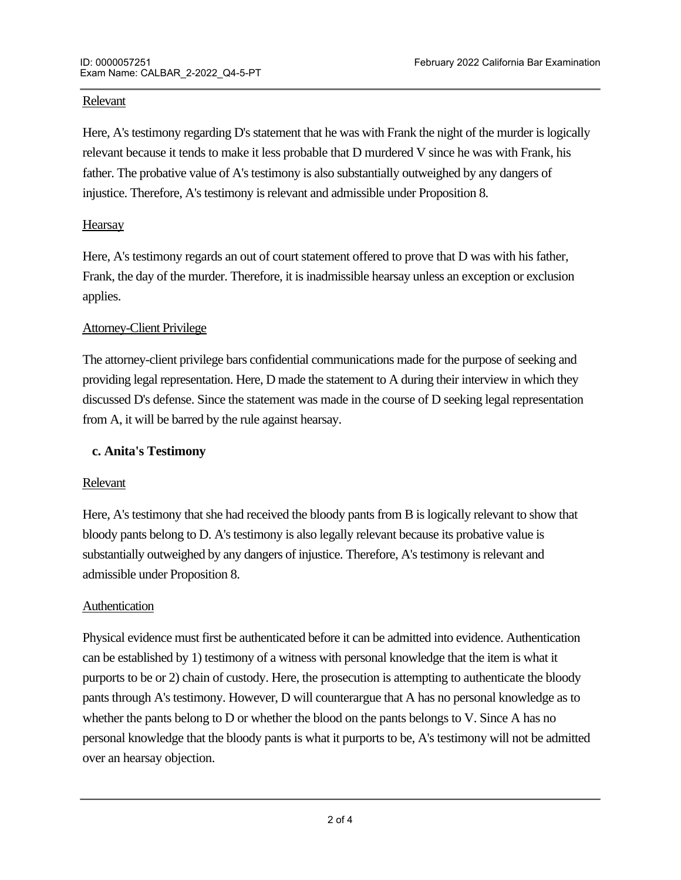Relevant

Here, A's testimony regarding D's statement that he was with Frank the night of the murder is logically relevant because it tends to make it less probable that D murdered V since he was with Frank, his father. The probative value of A's testimony is also substantially outweighed by any dangers of injustice. Therefore, A's testimony is relevant and admissible under Proposition 8.

Hearsay

Here, A's testimony regards an out of court statement offered to prove that D was with his father, Frank, the day of the murder. Therefore, it is inadmissible hearsay unless an exception or exclusion applies.

Attorney-Client Privilege

The attorney-client privilege bars confidential communications made for the purpose of seeking and providing legal representation. Here, D made the statement to A during their interview in which they discussed D's defense. Since the statement was made in the course of D seeking legal representation from A, it will be barred by the rule against hearsay.

**c. Anita's Testimony**

Relevant

Here, A's testimony that she had received the bloody pants from B is logically relevant to show that bloody pants belong to D. A's testimony is also legally relevant because its probative value is substantially outweighed by any dangers of injustice. Therefore, A's testimony is relevant and admissible under Proposition 8.

Authentication

Physical evidence must first be authenticated before it can be admitted into evidence. Authentication can be established by 1) testimony of a witness with personal knowledge that the item is what it purports to be or 2) chain of custody. Here, the prosecution is attempting to authenticate the bloody pants through A's testimony. However, D will counterargue that A has no personal knowledge as to whether the pants belong to D or whether the blood on the pants belongs to V. Since A has no personal knowledge that the bloody pants is what it purports to be, A's testimony will not be admitted over an hearsay objection.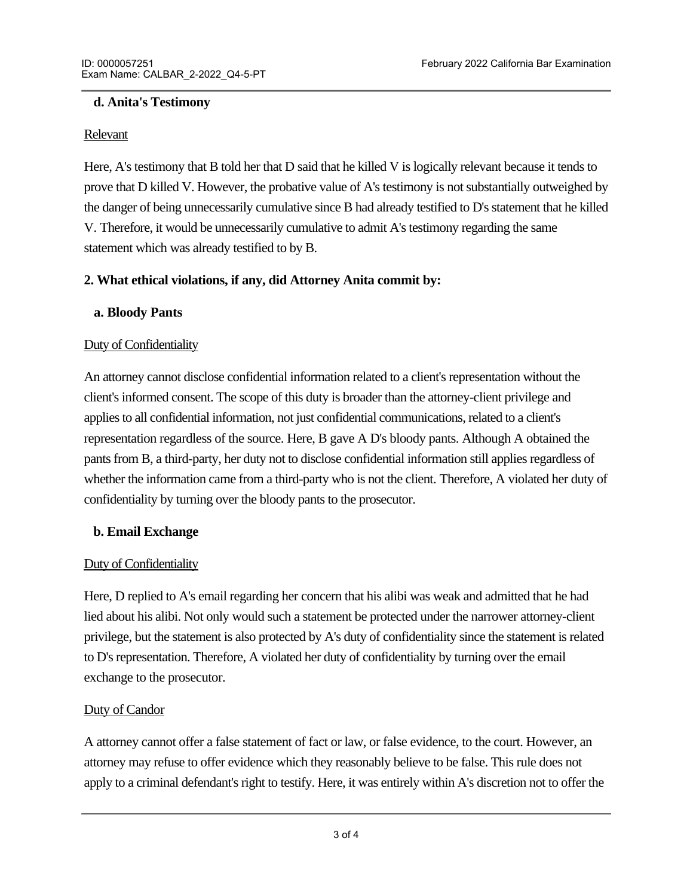### d. Anita's Testimony

Relevant

Here, A's testimony that B told her that D said that he killed V is logically relevant because it tends to prove that D killed V. However, the probative value of A's testimony is not substantially outweighed by the danger of being unnecessarily cumulative since B had already testified to D's statement that he killed V. Therefore, it would be unnecessarily cumulative to admit A's testimony regarding the same statement which was already testified to by B.

## 2. What ethical violations, if any, did Attorney Anita commit by:

### a. Bloody Pants

Duty of Confidentiality

An attorney cannot disclose confidential information related to a client's representation without the client's informed consent. The scope of this duty is broader than the attorney-client privilege and applies to all confidential information, not just confidential communications, related to a client's representation regardless of the source. Here, B gave A D's bloody pants. Although A obtained the pants from B, a third-party, her duty not to disclose confidential information still applies regardless of whether the information came from a third-party who is not the client. Therefore, A violated her duty of confidentiality by turning over the bloody pants to the prosecutor.

### b. Email Exchange

Duty of Confidentiality

Here, D replied to A's email regarding her concern that his alibi was weak and admitted that he had lied about his alibi. Not only would such a statement be protected under the narrower attorney-client privilege, but the statement is also protected by A's duty of confidentiality since the statement is related to D's representation. Therefore, A violated her duty of confidentiality by turning over the email exchange to the prosecutor.

Duty of Candor

A attorney cannot offer a false statement of fact or law, or false evidence, to the court. However, an attorney may refuse to offer evidence which they reasonably believe to be false. This rule does not apply to a criminal defendant's right to testify. Here, it was entirely within A's discretion not to offer the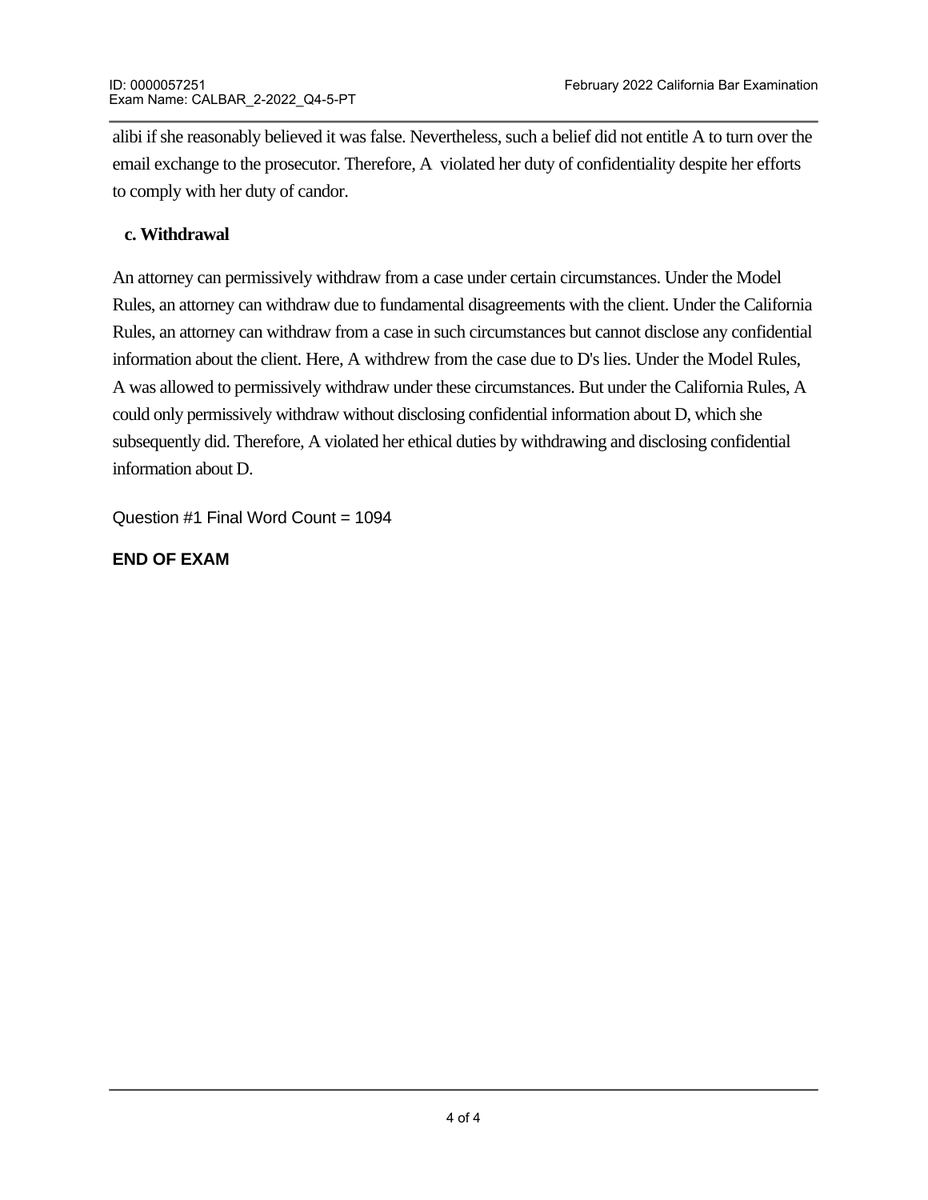alibi if she reasonably believed it was false. Nevertheless, such a belief did not entitle A to turn over the email exchange to the prosecutor. Therefore, A violated her duty of confidentiality despite her efforts to comply with her duty of candor.

**c. Withdrawal**

An attorney can permissively withdraw from a case under certain circumstances. Under the Model Rules, an attorney can withdraw due to fundamental disagreements with the client. Under the California Rules, an attorney can withdraw from a case in such circumstances but cannot disclose any confidential information about the client. Here, A withdrew from the case due to D's lies. Under the Model Rules, A was allowed to permissively withdraw under these circumstances. But under the California Rules, A could only permissively withdraw without disclosing confidential information about D, which she subsequently did. Therefore, A violated her ethical duties by withdrawing and disclosing confidential information about D.

Question #1 Final Word Count = 1094

**END OF EXAM**